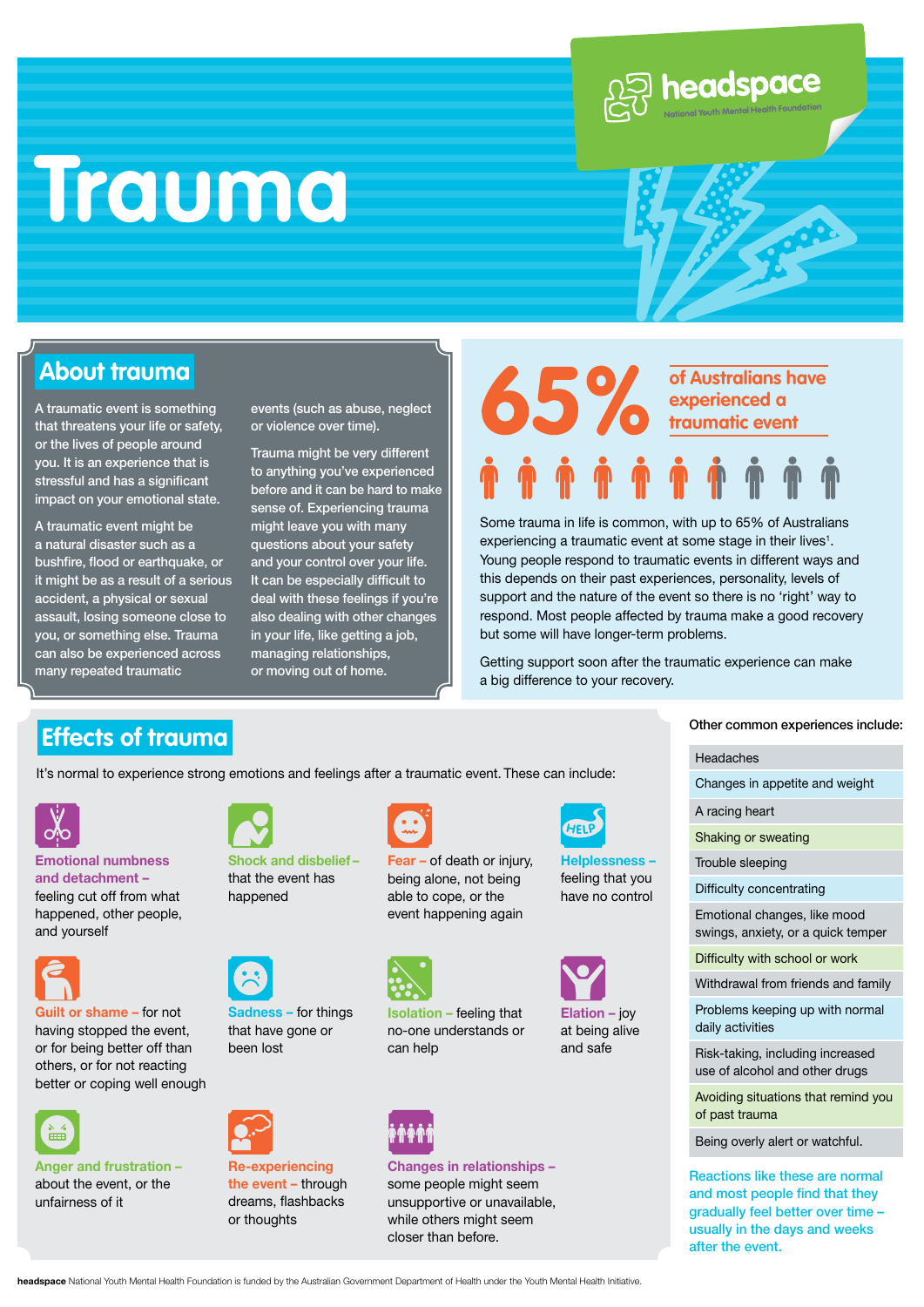# Trauma

headspace
National Youth Mental Health Foundation

## About trauma

A traumatic event is something that threatens your life or safety, or the lives of people around you. It is an experience that is stressful and has a significant impact on your emotional state.

A traumatic event might be a natural disaster such as a bushfire, flood or earthquake, or it might be as a result of a serious accident, a physical or sexual assault, losing someone close to you, or something else. Trauma can also be experienced across many repeated traumatic events (such as abuse, neglect or violence over time).

Trauma might be very different to anything you've experienced before and it can be hard to make sense of. Experiencing trauma might leave you with many questions about your safety and your control over your life. It can be especially difficult to deal with these feelings if you're also dealing with other changes in your life, like getting a job, managing relationships, or moving out of home.

**65%** of Australians have experienced a traumatic event

Some trauma in life is common, with up to 65% of Australians experiencing a traumatic event at some stage in their lives[1]. Young people respond to traumatic events in different ways and this depends on their past experiences, personality, levels of support and the nature of the event so there is no 'right' way to respond. Most people affected by trauma make a good recovery but some will have longer-term problems.

Getting support soon after the traumatic experience can make a big difference to your recovery.

## Effects of trauma

It's normal to experience strong emotions and feelings after a traumatic event. These can include:

- **Emotional numbness and detachment** – feeling cut off from what happened, other people, and yourself
- **Shock and disbelief** – that the event has happened
- **Fear** – of death or injury, being alone, not being able to cope, or the event happening again
- **Helplessness** – feeling that you have no control
- **Guilt or shame** – for not having stopped the event, or for being better off than others, or for not reacting better or coping well enough
- **Sadness** – for things that have gone or been lost
- **Isolation** – feeling that no-one understands or can help
- **Elation** – joy at being alive and safe
- **Anger and frustration** – about the event, or the unfairness of it
- **Re-experiencing the event** – through dreams, flashbacks or thoughts
- **Changes in relationships** – some people might seem unsupportive or unavailable, while others might seem closer than before.

Other common experiences include:

- Headaches
- Changes in appetite and weight
- A racing heart
- Shaking or sweating
- Trouble sleeping
- Difficulty concentrating
- Emotional changes, like mood swings, anxiety, or a quick temper
- Difficulty with school or work
- Withdrawal from friends and family
- Problems keeping up with normal daily activities
- Risk-taking, including increased use of alcohol and other drugs
- Avoiding situations that remind you of past trauma
- Being overly alert or watchful.

Reactions like these are normal and most people find that they gradually feel better over time – usually in the days and weeks after the event.

**headspace** National Youth Mental Health Foundation is funded by the Australian Government Department of Health under the Youth Mental Health Initiative.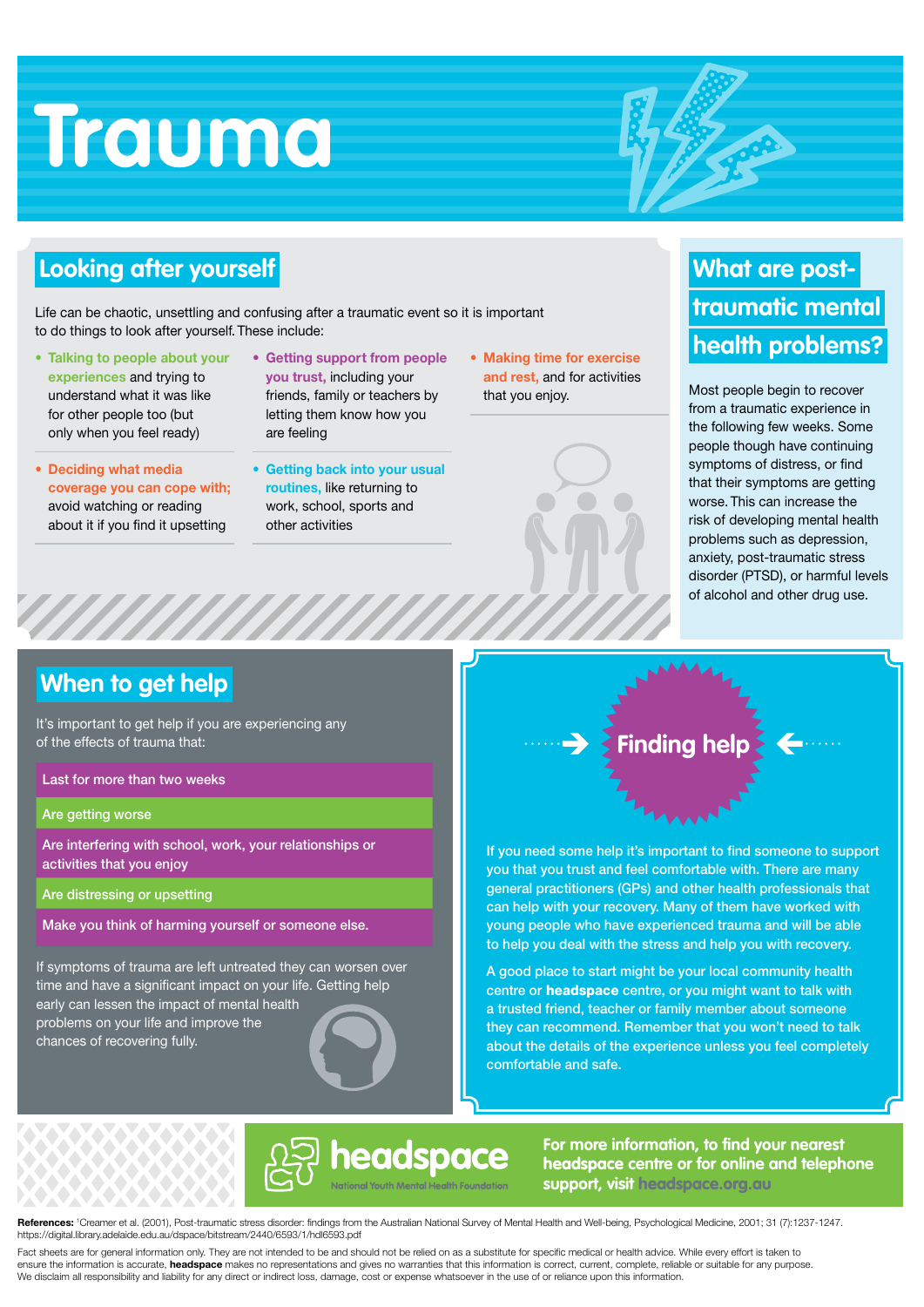# Trauma

## Looking after yourself

Life can be chaotic, unsettling and confusing after a traumatic event so it is important to do things to look after yourself. These include:

- **Talking to people about your experiences** and trying to understand what it was like for other people too (but only when you feel ready)
- **Getting support from people you trust,** including your friends, family or teachers by letting them know how you are feeling
- **Making time for exercise and rest,** and for activities that you enjoy.
- **Deciding what media coverage you can cope with;** avoid watching or reading about it if you find it upsetting
- **Getting back into your usual routines,** like returning to work, school, sports and other activities

## What are post-traumatic mental health problems?

Most people begin to recover from a traumatic experience in the following few weeks. Some people though have continuing symptoms of distress, or find that their symptoms are getting worse. This can increase the risk of developing mental health problems such as depression, anxiety, post-traumatic stress disorder (PTSD), or harmful levels of alcohol and other drug use.

## When to get help

It's important to get help if you are experiencing any of the effects of trauma that:

- Last for more than two weeks
- Are getting worse
- Are interfering with school, work, your relationships or activities that you enjoy
- Are distressing or upsetting
- Make you think of harming yourself or someone else.

If symptoms of trauma are left untreated they can worsen over time and have a significant impact on your life. Getting help early can lessen the impact of mental health problems on your life and improve the chances of recovering fully.

## Finding help

If you need some help it's important to find someone to support you that you trust and feel comfortable with. There are many general practitioners (GPs) and other health professionals that can help with your recovery. Many of them have worked with young people who have experienced trauma and will be able to help you deal with the stress and help you with recovery.

A good place to start might be your local community health centre or **headspace** centre, or you might want to talk with a trusted friend, teacher or family member about someone they can recommend. Remember that you won't need to talk about the details of the experience unless you feel completely comfortable and safe.

**headspace** National Youth Mental Health Foundation

**For more information, to find your nearest headspace centre or for online and telephone support, visit headspace.org.au**

**References:** [1]Creamer et al. (2001), Post-traumatic stress disorder: findings from the Australian National Survey of Mental Health and Well-being, Psychological Medicine, 2001; 31 (7):1237-1247. https://digital.library.adelaide.edu.au/dspace/bitstream/2440/6593/1/hdl6593.pdf

Fact sheets are for general information only. They are not intended to be and should not be relied on as a substitute for specific medical or health advice. While every effort is taken to ensure the information is accurate, **headspace** makes no representations and gives no warranties that this information is correct, current, complete, reliable or suitable for any purpose. We disclaim all responsibility and liability for any direct or indirect loss, damage, cost or expense whatsoever in the use of or reliance upon this information.